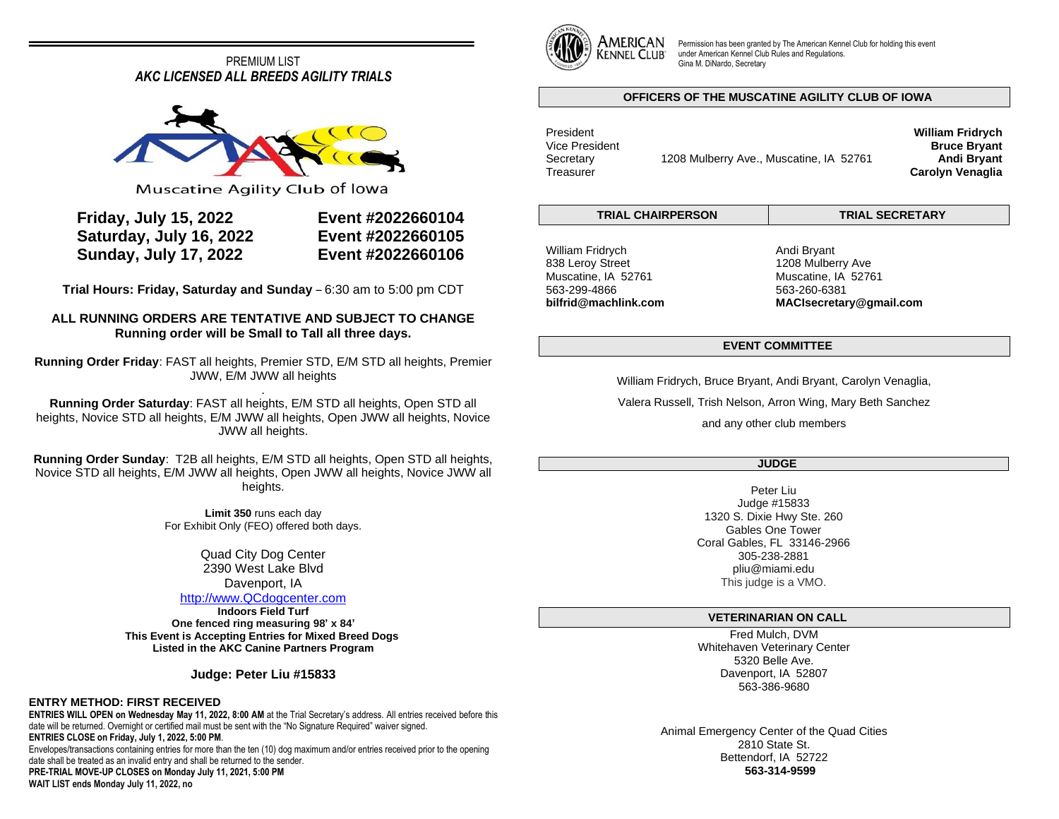PREMIUM LIST

## *AKC LICENSED ALL BREEDS AGILITY TRIALS*

Muscatine Agility Club of Iowa

| | |
|---|---|
| **Friday, July 15, 2022** | **Event #2022660104** |
| **Saturday, July 16, 2022** | **Event #2022660105** |
| **Sunday, July 17, 2022** | **Event #2022660106** |

**Trial Hours: Friday, Saturday and Sunday** – 6:30 am to 5:00 pm CDT

**ALL RUNNING ORDERS ARE TENTATIVE AND SUBJECT TO CHANGE**
**Running order will be Small to Tall all three days.**

**Running Order Friday**: FAST all heights, Premier STD, E/M STD all heights, Premier JWW, E/M JWW all heights

**Running Order Saturday**: FAST all heights, E/M STD all heights, Open STD all heights, Novice STD all heights, E/M JWW all heights, Open JWW all heights, Novice JWW all heights.

**Running Order Sunday**: T2B all heights, E/M STD all heights, Open STD all heights, Novice STD all heights, E/M JWW all heights, Open JWW all heights, Novice JWW all heights.

**Limit 350** runs each day
For Exhibit Only (FEO) offered both days.

Quad City Dog Center
2390 West Lake Blvd
Davenport, IA
http://www.QCdogcenter.com
**Indoors Field Turf**
**One fenced ring measuring 98' x 84'**
**This Event is Accepting Entries for Mixed Breed Dogs Listed in the AKC Canine Partners Program**

**Judge: Peter Liu #15833**

**ENTRY METHOD: FIRST RECEIVED**
**ENTRIES WILL OPEN on Wednesday May 11, 2022, 8:00 AM** at the Trial Secretary's address. All entries received before this date will be returned. Overnight or certified mail must be sent with the "No Signature Required" waiver signed.
**ENTRIES CLOSE on Friday, July 1, 2022, 5:00 PM**.
Envelopes/transactions containing entries for more than the ten (10) dog maximum and/or entries received prior to the opening date shall be treated as an invalid entry and shall be returned to the sender.
**PRE-TRIAL MOVE-UP CLOSES on Monday July 11, 2021, 5:00 PM**
**WAIT LIST ends Monday July 11, 2022, no**

AMERICAN KENNEL CLUB — Permission has been granted by The American Kennel Club for holding this event under American Kennel Club Rules and Regulations.
Gina M. DiNardo, Secretary

### OFFICERS OF THE MUSCATINE AGILITY CLUB OF IOWA

| | | |
|---|---|---|
| President | | **William Fridrych** |
| Vice President | | **Bruce Bryant** |
| Secretary | 1208 Mulberry Ave., Muscatine, IA 52761 | **Andi Bryant** |
| Treasurer | | **Carolyn Venaglia** |

| TRIAL CHAIRPERSON | TRIAL SECRETARY |
|---|---|
| William Fridrych | Andi Bryant |
| 838 Leroy Street | 1208 Mulberry Ave |
| Muscatine, IA 52761 | Muscatine, IA 52761 |
| 563-299-4866 | 563-260-6381 |
| **bilfrid@machlink.com** | **MACIsecretary@gmail.com** |

### EVENT COMMITTEE

William Fridrych, Bruce Bryant, Andi Bryant, Carolyn Venaglia,
Valera Russell, Trish Nelson, Arron Wing, Mary Beth Sanchez
and any other club members

### JUDGE

Peter Liu
Judge #15833
1320 S. Dixie Hwy Ste. 260
Gables One Tower
Coral Gables, FL 33146-2966
305-238-2881
pliu@miami.edu
This judge is a VMO.

### VETERINARIAN ON CALL

Fred Mulch, DVM
Whitehaven Veterinary Center
5320 Belle Ave.
Davenport, IA 52807
563-386-9680

Animal Emergency Center of the Quad Cities
2810 State St.
Bettendorf, IA 52722
**563-314-9599**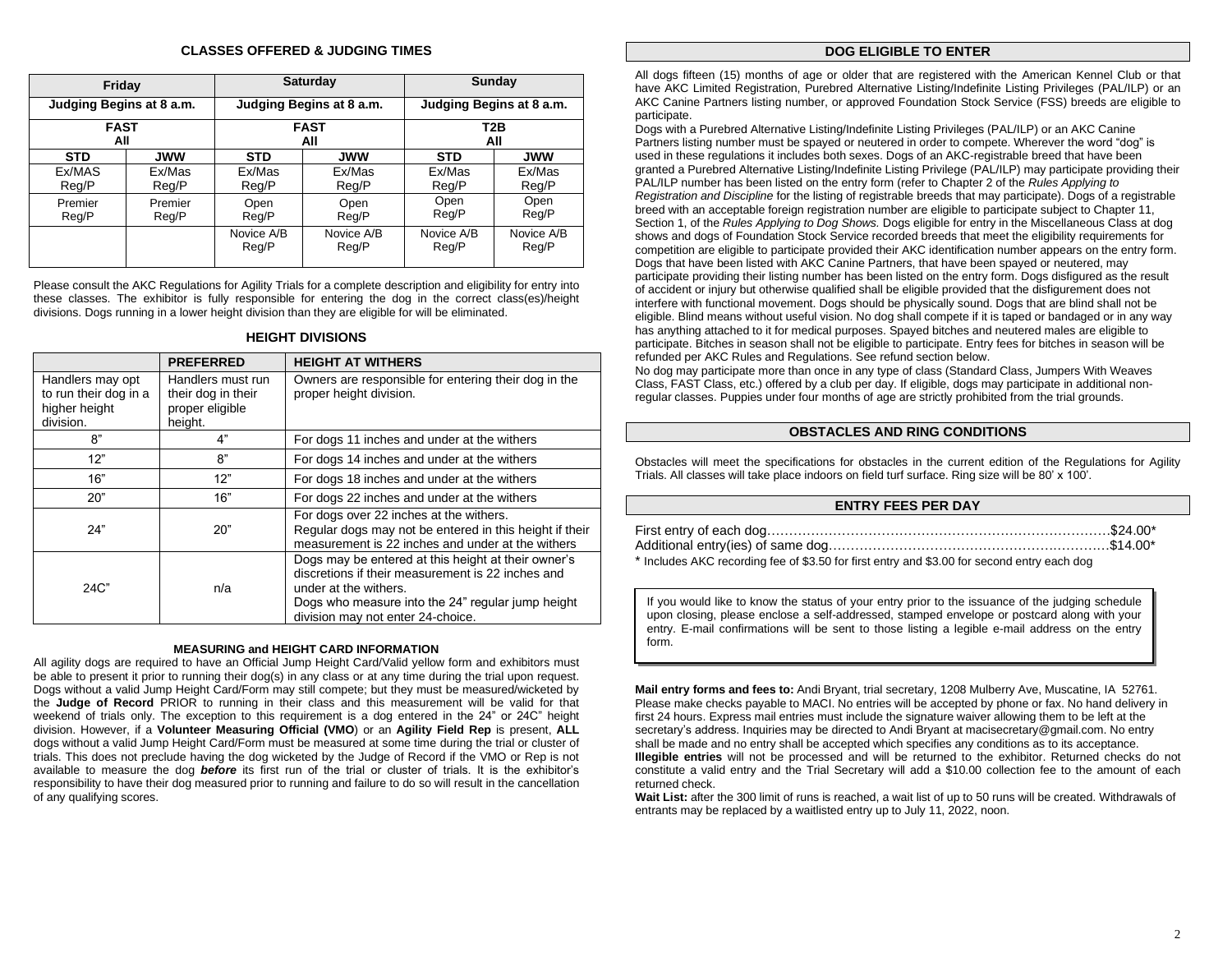## CLASSES OFFERED & JUDGING TIMES

| Friday | | Saturday | | Sunday | |
|---|---|---|---|---|---|
| Judging Begins at 8 a.m. | | Judging Begins at 8 a.m. | | Judging Begins at 8 a.m. | |
| FAST All | | FAST All | | T2B All | |
| STD | JWW | STD | JWW | STD | JWW |
| Ex/MAS Reg/P | Ex/Mas Reg/P | Ex/Mas Reg/P | Ex/Mas Reg/P | Ex/Mas Reg/P | Ex/Mas Reg/P |
| Premier Reg/P | Premier Reg/P | Open Reg/P | Open Reg/P | Open Reg/P | Open Reg/P |
| | | Novice A/B Reg/P | Novice A/B Reg/P | Novice A/B Reg/P | Novice A/B Reg/P |

Please consult the AKC Regulations for Agility Trials for a complete description and eligibility for entry into these classes. The exhibitor is fully responsible for entering the dog in the correct class(es)/height divisions. Dogs running in a lower height division than they are eligible for will be eliminated.

## HEIGHT DIVISIONS

| | PREFERRED | HEIGHT AT WITHERS |
|---|---|---|
| Handlers may opt to run their dog in a higher height division. | Handlers must run their dog in their proper eligible height. | Owners are responsible for entering their dog in the proper height division. |
| 8" | 4" | For dogs 11 inches and under at the withers |
| 12" | 8" | For dogs 14 inches and under at the withers |
| 16" | 12" | For dogs 18 inches and under at the withers |
| 20" | 16" | For dogs 22 inches and under at the withers |
| 24" | 20" | For dogs over 22 inches at the withers. Regular dogs may not be entered in this height if their measurement is 22 inches and under at the withers |
| 24C" | n/a | Dogs may be entered at this height at their owner's discretions if their measurement is 22 inches and under at the withers. Dogs who measure into the 24" regular jump height division may not enter 24-choice. |

### MEASURING and HEIGHT CARD INFORMATION

All agility dogs are required to have an Official Jump Height Card/Valid yellow form and exhibitors must be able to present it prior to running their dog(s) in any class or at any time during the trial upon request. Dogs without a valid Jump Height Card/Form may still compete; but they must be measured/wicketed by the **Judge of Record** PRIOR to running in their class and this measurement will be valid for that weekend of trials only. The exception to this requirement is a dog entered in the 24" or 24C" height division. However, if a **Volunteer Measuring Official (VMO**) or an **Agility Field Rep** is present, **ALL** dogs without a valid Jump Height Card/Form must be measured at some time during the trial or cluster of trials. This does not preclude having the dog wicketed by the Judge of Record if the VMO or Rep is not available to measure the dog ***before*** its first run of the trial or cluster of trials. It is the exhibitor's responsibility to have their dog measured prior to running and failure to do so will result in the cancellation of any qualifying scores.

## DOG ELIGIBLE TO ENTER

All dogs fifteen (15) months of age or older that are registered with the American Kennel Club or that have AKC Limited Registration, Purebred Alternative Listing/Indefinite Listing Privileges (PAL/ILP) or an AKC Canine Partners listing number, or approved Foundation Stock Service (FSS) breeds are eligible to participate.

Dogs with a Purebred Alternative Listing/Indefinite Listing Privileges (PAL/ILP) or an AKC Canine Partners listing number must be spayed or neutered in order to compete. Wherever the word "dog" is used in these regulations it includes both sexes. Dogs of an AKC-registrable breed that have been granted a Purebred Alternative Listing/Indefinite Listing Privilege (PAL/ILP) may participate providing their PAL/ILP number has been listed on the entry form (refer to Chapter 2 of the *Rules Applying to Registration and Discipline* for the listing of registrable breeds that may participate). Dogs of a registrable breed with an acceptable foreign registration number are eligible to participate subject to Chapter 11, Section 1, of the *Rules Applying to Dog Shows.* Dogs eligible for entry in the Miscellaneous Class at dog shows and dogs of Foundation Stock Service recorded breeds that meet the eligibility requirements for competition are eligible to participate provided their AKC identification number appears on the entry form. Dogs that have been listed with AKC Canine Partners, that have been spayed or neutered, may participate providing their listing number has been listed on the entry form. Dogs disfigured as the result of accident or injury but otherwise qualified shall be eligible provided that the disfigurement does not interfere with functional movement. Dogs should be physically sound. Dogs that are blind shall not be eligible. Blind means without useful vision. No dog shall compete if it is taped or bandaged or in any way has anything attached to it for medical purposes. Spayed bitches and neutered males are eligible to participate. Bitches in season shall not be eligible to participate. Entry fees for bitches in season will be refunded per AKC Rules and Regulations. See refund section below.

No dog may participate more than once in any type of class (Standard Class, Jumpers With Weaves Class, FAST Class, etc.) offered by a club per day. If eligible, dogs may participate in additional non-regular classes. Puppies under four months of age are strictly prohibited from the trial grounds.

## OBSTACLES AND RING CONDITIONS

Obstacles will meet the specifications for obstacles in the current edition of the Regulations for Agility Trials. All classes will take place indoors on field turf surface. Ring size will be 80' x 100'.

## ENTRY FEES PER DAY

First entry of each dog……………………………………………………………………$24.00*
Additional entry(ies) of same dog………………………………………………………$14.00*

* Includes AKC recording fee of $3.50 for first entry and $3.00 for second entry each dog

If you would like to know the status of your entry prior to the issuance of the judging schedule upon closing, please enclose a self-addressed, stamped envelope or postcard along with your entry. E-mail confirmations will be sent to those listing a legible e-mail address on the entry form.

**Mail entry forms and fees to:** Andi Bryant, trial secretary, 1208 Mulberry Ave, Muscatine, IA 52761. Please make checks payable to MACI. No entries will be accepted by phone or fax. No hand delivery in first 24 hours. Express mail entries must include the signature waiver allowing them to be left at the secretary's address. Inquiries may be directed to Andi Bryant at macisecretary@gmail.com. No entry shall be made and no entry shall be accepted which specifies any conditions as to its acceptance.

**Illegible entries** will not be processed and will be returned to the exhibitor. Returned checks do not constitute a valid entry and the Trial Secretary will add a $10.00 collection fee to the amount of each returned check.

**Wait List:** after the 300 limit of runs is reached, a wait list of up to 50 runs will be created. Withdrawals of entrants may be replaced by a waitlisted entry up to July 11, 2022, noon.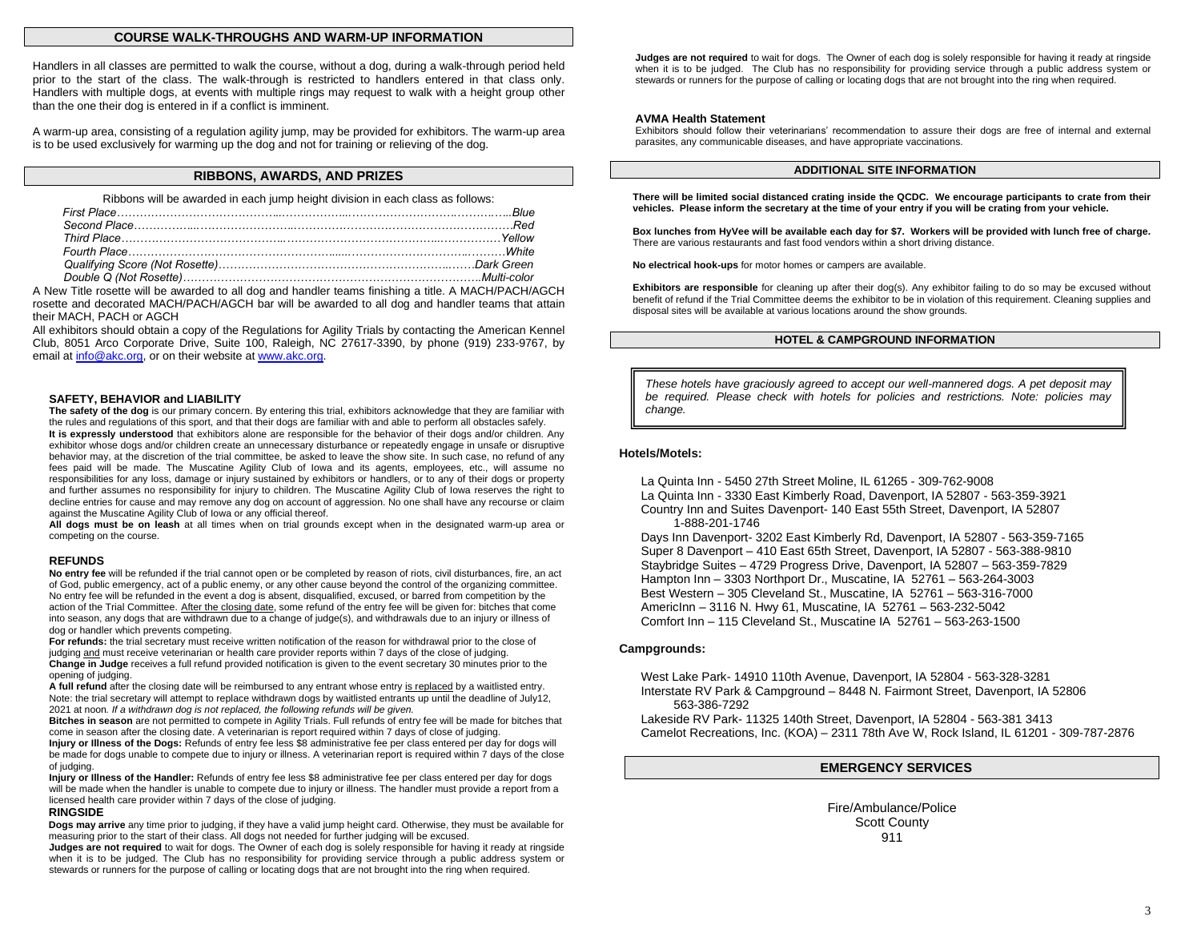## COURSE WALK-THROUGHS AND WARM-UP INFORMATION

Handlers in all classes are permitted to walk the course, without a dog, during a walk-through period held prior to the start of the class. The walk-through is restricted to handlers entered in that class only. Handlers with multiple dogs, at events with multiple rings may request to walk with a height group other than the one their dog is entered in if a conflict is imminent.

A warm-up area, consisting of a regulation agility jump, may be provided for exhibitors. The warm-up area is to be used exclusively for warming up the dog and not for training or relieving of the dog.

## RIBBONS, AWARDS, AND PRIZES

Ribbons will be awarded in each jump height division in each class as follows:

*First Place……………………………………………………………………………………..Blue*
*Second Place……………………………………………………………………………………Red*
*Third Place……………………………………………………………………………………Yellow*
*Fourth Place……………………………………………………………………………………White*
*Qualifying Score (Not Rosette)………………………………………………………….Dark Green*
*Double Q (Not Rosette)……………………………………………………………………..Multi-color*

A New Title rosette will be awarded to all dog and handler teams finishing a title. A MACH/PACH/AGCH rosette and decorated MACH/PACH/AGCH bar will be awarded to all dog and handler teams that attain their MACH, PACH or AGCH

All exhibitors should obtain a copy of the Regulations for Agility Trials by contacting the American Kennel Club, 8051 Arco Corporate Drive, Suite 100, Raleigh, NC 27617-3390, by phone (919) 233-9767, by email at info@akc.org, or on their website at www.akc.org.

### SAFETY, BEHAVIOR and LIABILITY

**The safety of the dog** is our primary concern. By entering this trial, exhibitors acknowledge that they are familiar with the rules and regulations of this sport, and that their dogs are familiar with and able to perform all obstacles safely.

**It is expressly understood** that exhibitors alone are responsible for the behavior of their dogs and/or children. Any exhibitor whose dogs and/or children create an unnecessary disturbance or repeatedly engage in unsafe or disruptive behavior may, at the discretion of the trial committee, be asked to leave the show site. In such case, no refund of any fees paid will be made. The Muscatine Agility Club of Iowa and its agents, employees, etc., will assume no responsibilities for any loss, damage or injury sustained by exhibitors or handlers, or to any of their dogs or property and further assumes no responsibility for injury to children. The Muscatine Agility Club of Iowa reserves the right to decline entries for cause and may remove any dog on account of aggression. No one shall have any recourse or claim against the Muscatine Agility Club of Iowa or any official thereof.

**All dogs must be on leash** at all times when on trial grounds except when in the designated warm-up area or competing on the course.

### REFUNDS

**No entry fee** will be refunded if the trial cannot open or be completed by reason of riots, civil disturbances, fire, an act of God, public emergency, act of a public enemy, or any other cause beyond the control of the organizing committee. No entry fee will be refunded in the event a dog is absent, disqualified, excused, or barred from competition by the action of the Trial Committee. After the closing date, some refund of the entry fee will be given for: bitches that come into season, any dogs that are withdrawn due to a change of judge(s), and withdrawals due to an injury or illness of dog or handler which prevents competing.

**For refunds:** the trial secretary must receive written notification of the reason for withdrawal prior to the close of judging and must receive veterinarian or health care provider reports within 7 days of the close of judging.

**Change in Judge** receives a full refund provided notification is given to the event secretary 30 minutes prior to the opening of judging.

**A full refund** after the closing date will be reimbursed to any entrant whose entry is replaced by a waitlisted entry. Note: the trial secretary will attempt to replace withdrawn dogs by waitlisted entrants up until the deadline of July12, 2021 at noon. *If a withdrawn dog is not replaced, the following refunds will be given.*

**Bitches in season** are not permitted to compete in Agility Trials. Full refunds of entry fee will be made for bitches that come in season after the closing date. A veterinarian is report required within 7 days of close of judging.

**Injury or Illness of the Dogs:** Refunds of entry fee less $8 administrative fee per class entered per day for dogs will be made for dogs unable to compete due to injury or illness. A veterinarian report is required within 7 days of the close of judging.

**Injury or Illness of the Handler:** Refunds of entry fee less $8 administrative fee per class entered per day for dogs will be made when the handler is unable to compete due to injury or illness. The handler must provide a report from a licensed health care provider within 7 days of the close of judging.

### RINGSIDE

**Dogs may arrive** any time prior to judging, if they have a valid jump height card. Otherwise, they must be available for measuring prior to the start of their class. All dogs not needed for further judging will be excused.

**Judges are not required** to wait for dogs. The Owner of each dog is solely responsible for having it ready at ringside when it is to be judged. The Club has no responsibility for providing service through a public address system or stewards or runners for the purpose of calling or locating dogs that are not brought into the ring when required.

**Judges are not required** to wait for dogs. The Owner of each dog is solely responsible for having it ready at ringside when it is to be judged. The Club has no responsibility for providing service through a public address system or stewards or runners for the purpose of calling or locating dogs that are not brought into the ring when required.

### AVMA Health Statement

Exhibitors should follow their veterinarians' recommendation to assure their dogs are free of internal and external parasites, any communicable diseases, and have appropriate vaccinations.

## ADDITIONAL SITE INFORMATION

**There will be limited social distanced crating inside the QCDC. We encourage participants to crate from their vehicles. Please inform the secretary at the time of your entry if you will be crating from your vehicle.**

**Box lunches from HyVee will be available each day for $7. Workers will be provided with lunch free of charge.** There are various restaurants and fast food vendors within a short driving distance.

**No electrical hook-ups** for motor homes or campers are available.

**Exhibitors are responsible** for cleaning up after their dog(s). Any exhibitor failing to do so may be excused without benefit of refund if the Trial Committee deems the exhibitor to be in violation of this requirement. Cleaning supplies and disposal sites will be available at various locations around the show grounds.

## HOTEL & CAMPGROUND INFORMATION

*These hotels have graciously agreed to accept our well-mannered dogs. A pet deposit may be required. Please check with hotels for policies and restrictions. Note: policies may change.*

### Hotels/Motels:

La Quinta Inn - 5450 27th Street Moline, IL 61265 - 309-762-9008
La Quinta Inn - 3330 East Kimberly Road, Davenport, IA 52807 - 563-359-3921
Country Inn and Suites Davenport- 140 East 55th Street, Davenport, IA 52807 1-888-201-1746
Days Inn Davenport- 3202 East Kimberly Rd, Davenport, IA 52807 - 563-359-7165
Super 8 Davenport – 410 East 65th Street, Davenport, IA 52807 - 563-388-9810
Staybridge Suites – 4729 Progress Drive, Davenport, IA 52807 – 563-359-7829
Hampton Inn – 3303 Northport Dr., Muscatine, IA 52761 – 563-264-3003
Best Western – 305 Cleveland St., Muscatine, IA 52761 – 563-316-7000
AmericInn – 3116 N. Hwy 61, Muscatine, IA 52761 – 563-232-5042
Comfort Inn – 115 Cleveland St., Muscatine IA 52761 – 563-263-1500

### Campgrounds:

West Lake Park- 14910 110th Avenue, Davenport, IA 52804 - 563-328-3281
Interstate RV Park & Campground – 8448 N. Fairmont Street, Davenport, IA 52806 563-386-7292
Lakeside RV Park- 11325 140th Street, Davenport, IA 52804 - 563-381 3413
Camelot Recreations, Inc. (KOA) – 2311 78th Ave W, Rock Island, IL 61201 - 309-787-2876

## EMERGENCY SERVICES

Fire/Ambulance/Police
Scott County
911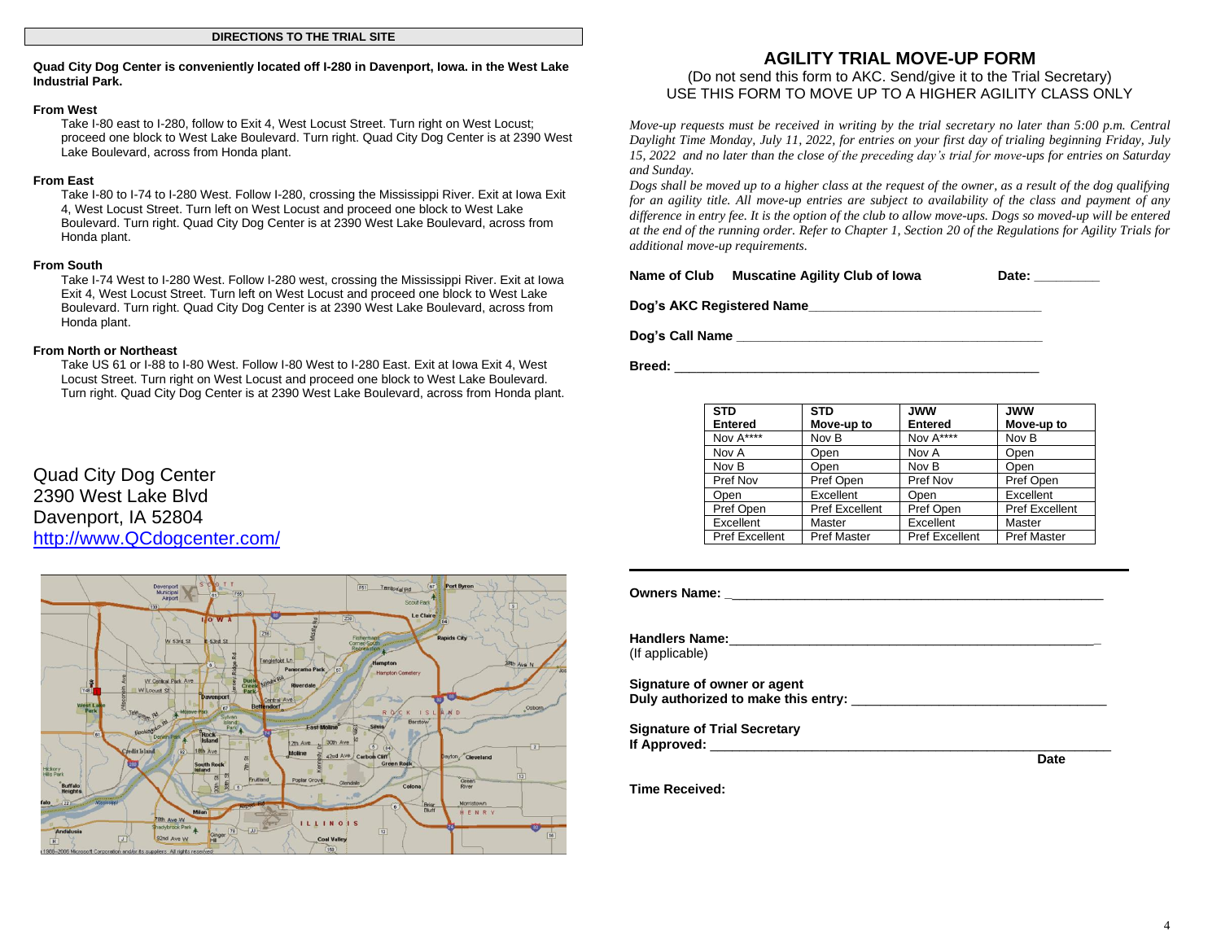## DIRECTIONS TO THE TRIAL SITE

**Quad City Dog Center is conveniently located off I-280 in Davenport, Iowa. in the West Lake Industrial Park.**

**From West**

Take I-80 east to I-280, follow to Exit 4, West Locust Street. Turn right on West Locust; proceed one block to West Lake Boulevard. Turn right. Quad City Dog Center is at 2390 West Lake Boulevard, across from Honda plant.

**From East**

Take I-80 to I-74 to I-280 West. Follow I-280, crossing the Mississippi River. Exit at Iowa Exit 4, West Locust Street. Turn left on West Locust and proceed one block to West Lake Boulevard. Turn right. Quad City Dog Center is at 2390 West Lake Boulevard, across from Honda plant.

**From South**

Take I-74 West to I-280 West. Follow I-280 west, crossing the Mississippi River. Exit at Iowa Exit 4, West Locust Street. Turn left on West Locust and proceed one block to West Lake Boulevard. Turn right. Quad City Dog Center is at 2390 West Lake Boulevard, across from Honda plant.

**From North or Northeast**

Take US 61 or I-88 to I-80 West. Follow I-80 West to I-280 East. Exit at Iowa Exit 4, West Locust Street. Turn right on West Locust and proceed one block to West Lake Boulevard. Turn right. Quad City Dog Center is at 2390 West Lake Boulevard, across from Honda plant.

Quad City Dog Center
2390 West Lake Blvd
Davenport, IA 52804
http://www.QCdogcenter.com/

# AGILITY TRIAL MOVE-UP FORM

(Do not send this form to AKC. Send/give it to the Trial Secretary)
USE THIS FORM TO MOVE UP TO A HIGHER AGILITY CLASS ONLY

*Move-up requests must be received in writing by the trial secretary no later than 5:00 p.m. Central Daylight Time Monday, July 11, 2022, for entries on your first day of trialing beginning Friday, July 15, 2022 and no later than the close of the preceding day's trial for move-ups for entries on Saturday and Sunday.*

*Dogs shall be moved up to a higher class at the request of the owner, as a result of the dog qualifying for an agility title. All move-up entries are subject to availability of the class and payment of any difference in entry fee. It is the option of the club to allow move-ups. Dogs so moved-up will be entered at the end of the running order. Refer to Chapter 1, Section 20 of the Regulations for Agility Trials for additional move-up requirements.*

**Name of Club** **Muscatine Agility Club of Iowa** **Date:** _________

**Dog's AKC Registered Name**________________________________

**Dog's Call Name** __________________________________________

**Breed:** ____________________________________________________

| STD Entered | STD Move-up to | JWW Entered | JWW Move-up to |
|---|---|---|---|
| Nov A**** | Nov B | Nov A**** | Nov B |
| Nov A | Open | Nov A | Open |
| Nov B | Open | Nov B | Open |
| Pref Nov | Pref Open | Pref Nov | Pref Open |
| Open | Excellent | Open | Excellent |
| Pref Open | Pref Excellent | Pref Open | Pref Excellent |
| Excellent | Master | Excellent | Master |
| Pref Excellent | Pref Master | Pref Excellent | Pref Master |

**Owners Name:** ____________________________________________________

**Handlers Name:**___________________________________________________
(If applicable)

**Signature of owner or agent**
**Duly authorized to make this entry:** ________________________________

**Signature of Trial Secretary**
**If Approved:** ______________________________________________________
**Date**

**Time Received:**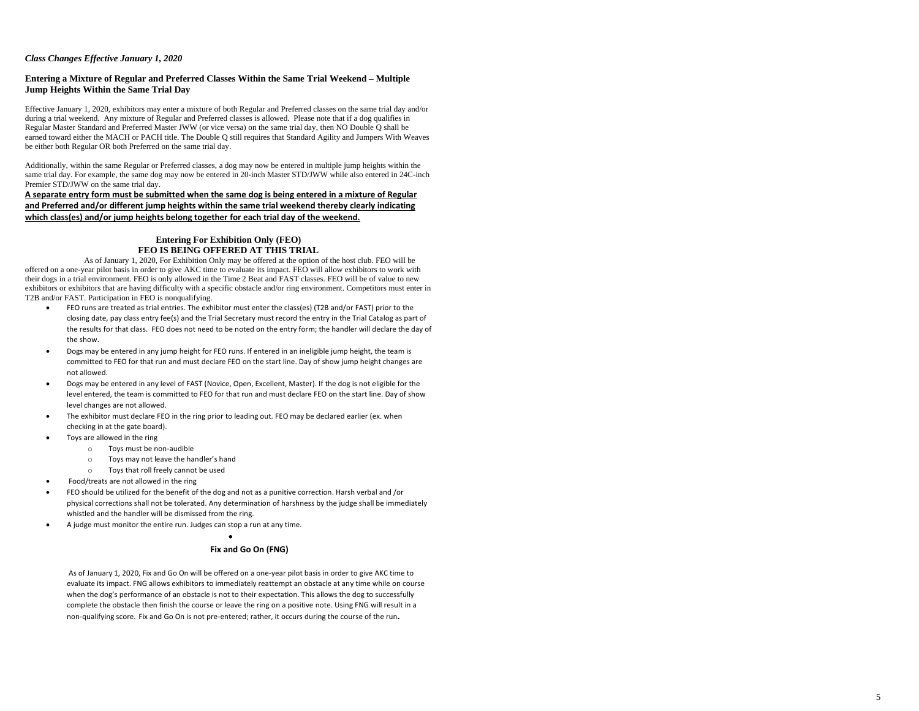*Class Changes Effective January 1, 2020*

### Entering a Mixture of Regular and Preferred Classes Within the Same Trial Weekend – Multiple Jump Heights Within the Same Trial Day

Effective January 1, 2020, exhibitors may enter a mixture of both Regular and Preferred classes on the same trial day and/or during a trial weekend. Any mixture of Regular and Preferred classes is allowed. Please note that if a dog qualifies in Regular Master Standard and Preferred Master JWW (or vice versa) on the same trial day, then NO Double Q shall be earned toward either the MACH or PACH title. The Double Q still requires that Standard Agility and Jumpers With Weaves be either both Regular OR both Preferred on the same trial day.

Additionally, within the same Regular or Preferred classes, a dog may now be entered in multiple jump heights within the same trial day. For example, the same dog may now be entered in 20-inch Master STD/JWW while also entered in 24C-inch Premier STD/JWW on the same trial day.

<u>**A separate entry form must be submitted when the same dog is being entered in a mixture of Regular and Preferred and/or different jump heights within the same trial weekend thereby clearly indicating which class(es) and/or jump heights belong together for each trial day of the weekend.**</u>

### Entering For Exhibition Only (FEO)
### FEO IS BEING OFFERED AT THIS TRIAL

As of January 1, 2020, For Exhibition Only may be offered at the option of the host club. FEO will be offered on a one-year pilot basis in order to give AKC time to evaluate its impact. FEO will allow exhibitors to work with their dogs in a trial environment. FEO is only allowed in the Time 2 Beat and FAST classes. FEO will be of value to new exhibitors or exhibitors that are having difficulty with a specific obstacle and/or ring environment. Competitors must enter in T2B and/or FAST. Participation in FEO is nonqualifying.

- FEO runs are treated as trial entries. The exhibitor must enter the class(es) (T2B and/or FAST) prior to the closing date, pay class entry fee(s) and the Trial Secretary must record the entry in the Trial Catalog as part of the results for that class. FEO does not need to be noted on the entry form; the handler will declare the day of the show.
- Dogs may be entered in any jump height for FEO runs. If entered in an ineligible jump height, the team is committed to FEO for that run and must declare FEO on the start line. Day of show jump height changes are not allowed.
- Dogs may be entered in any level of FAST (Novice, Open, Excellent, Master). If the dog is not eligible for the level entered, the team is committed to FEO for that run and must declare FEO on the start line. Day of show level changes are not allowed.
- The exhibitor must declare FEO in the ring prior to leading out. FEO may be declared earlier (ex. when checking in at the gate board).
- Toys are allowed in the ring
    - Toys must be non-audible
    - Toys may not leave the handler's hand
    - Toys that roll freely cannot be used
- Food/treats are not allowed in the ring
- FEO should be utilized for the benefit of the dog and not as a punitive correction. Harsh verbal and /or physical corrections shall not be tolerated. Any determination of harshness by the judge shall be immediately whistled and the handler will be dismissed from the ring.
- A judge must monitor the entire run. Judges can stop a run at any time.

### Fix and Go On (FNG)

As of January 1, 2020, Fix and Go On will be offered on a one-year pilot basis in order to give AKC time to evaluate its impact. FNG allows exhibitors to immediately reattempt an obstacle at any time while on course when the dog's performance of an obstacle is not to their expectation. This allows the dog to successfully complete the obstacle then finish the course or leave the ring on a positive note. Using FNG will result in a non-qualifying score. Fix and Go On is not pre-entered; rather, it occurs during the course of the run.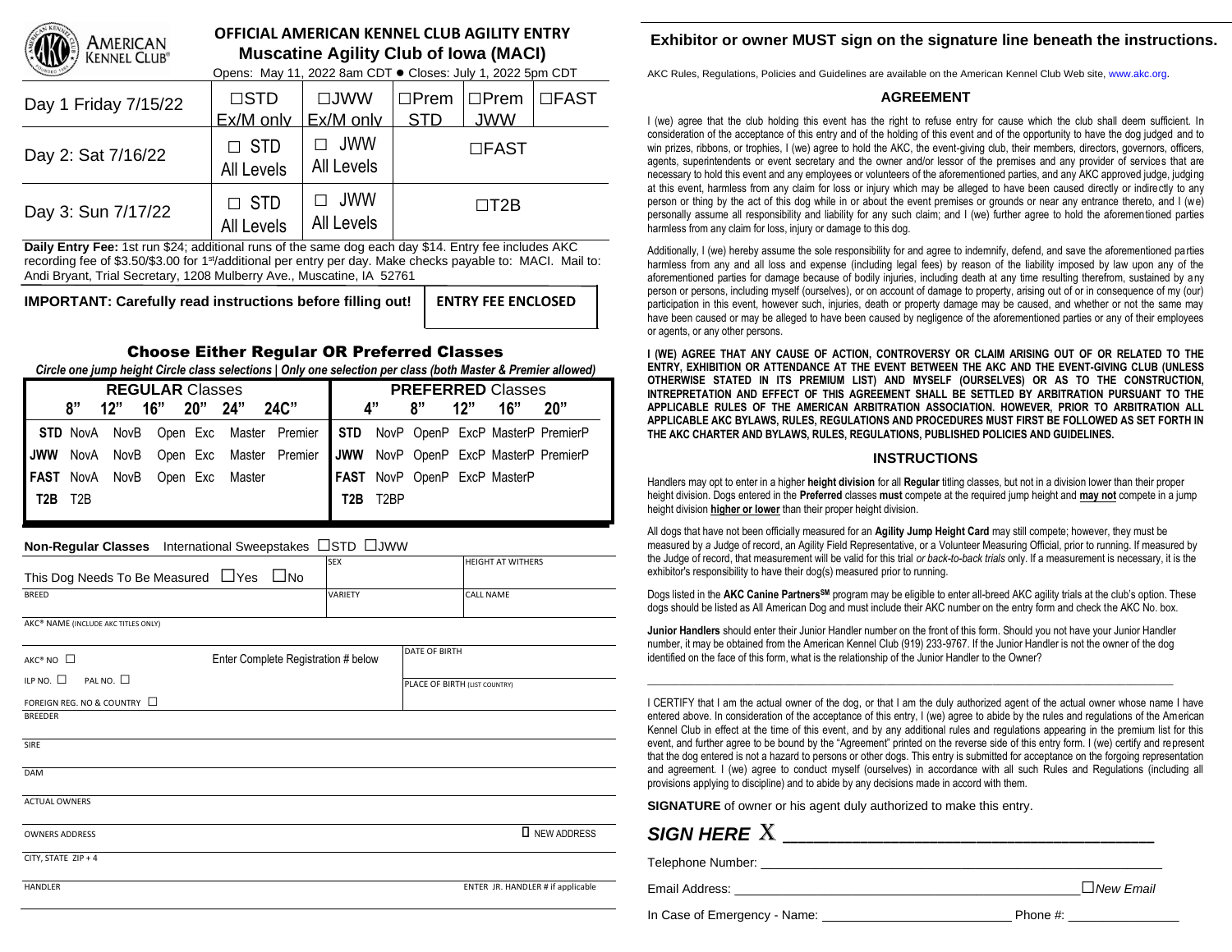AMERICAN KENNEL CLUB®

# OFFICIAL AMERICAN KENNEL CLUB AGILITY ENTRY
## Muscatine Agility Club of Iowa (MACI)

Opens: May 11, 2022 8am CDT ● Closes: July 1, 2022 5pm CDT

| | | | | | |
|---|---|---|---|---|---|
| Day 1 Friday 7/15/22 | ☐STD Ex/M only | ☐JWW Ex/M only | ☐Prem STD | ☐Prem JWW | ☐FAST |
| Day 2: Sat 7/16/22 | ☐ STD All Levels | ☐ JWW All Levels | ☐FAST | | |
| Day 3: Sun 7/17/22 | ☐ STD All Levels | ☐ JWW All Levels | ☐T2B | | |

**Daily Entry Fee:** 1st run $24; additional runs of the same dog each day $14. Entry fee includes AKC recording fee of $3.50/$3.00 for 1st/additional per entry per day. Make checks payable to: MACI. Mail to: Andi Bryant, Trial Secretary, 1208 Mulberry Ave., Muscatine, IA 52761

**IMPORTANT: Carefully read instructions before filling out!** | **ENTRY FEE ENCLOSED**

### Choose Either Regular OR Preferred Classes

***Circle one jump height Circle class selections | Only one selection per class (both Master & Premier allowed)***

| **REGULAR Classes** | | | | | | **PREFERRED Classes** | | | | | | |
|---|---|---|---|---|---|---|---|---|---|---|---|---|
| 8" | 12" | 16" | 20" | 24" | 24C" | | 4" | 8" | 12" | 16" | 20" | |
| **STD** NovA | NovB | Open | Exc | Master | Premier | **STD** | NovP | OpenP | ExcP | MasterP | PremierP | |
| **JWW** NovA | NovB | Open | Exc | Master | Premier | **JWW** | NovP | OpenP | ExcP | MasterP | PremierP | |
| **FAST** NovA | NovB | Open | Exc | Master | | **FAST** | NovP | OpenP | ExcP | MasterP | | |
| **T2B** T2B | | | | | | **T2B** | T2BP | | | | | |

**Non-Regular Classes** International Sweepstakes ☐STD ☐JWW

| | | |
|---|---|---|
| This Dog Needs To Be Measured ☐Yes ☐No | SEX | HEIGHT AT WITHERS |
| BREED | VARIETY | CALL NAME |
| AKC® NAME (INCLUDE AKC TITLES ONLY) | | |
| AKC® NO ☐ Enter Complete Registration # below | | DATE OF BIRTH |
| ILP NO. ☐ PAL NO. ☐ | | PLACE OF BIRTH (LIST COUNTRY) |
| FOREIGN REG. NO & COUNTRY ☐ | | |
| BREEDER | | |
| SIRE | | |
| DAM | | |
| ACTUAL OWNERS | | |
| OWNERS ADDRESS | | ☐ NEW ADDRESS |
| CITY, STATE ZIP + 4 | | |
| HANDLER | | ENTER JR. HANDLER # if applicable |

## Exhibitor or owner MUST sign on the signature line beneath the instructions.

AKC Rules, Regulations, Policies and Guidelines are available on the American Kennel Club Web site, www.akc.org.

### AGREEMENT

I (we) agree that the club holding this event has the right to refuse entry for cause which the club shall deem sufficient. In consideration of the acceptance of this entry and of the holding of this event and of the opportunity to have the dog judged and to win prizes, ribbons, or trophies, I (we) agree to hold the AKC, the event-giving club, their members, directors, governors, officers, agents, superintendents or event secretary and the owner and/or lessor of the premises and any provider of services that are necessary to hold this event and any employees or volunteers of the aforementioned parties, and any AKC approved judge, judging at this event, harmless from any claim for loss or injury which may be alleged to have been caused directly or indirectly to any person or thing by the act of this dog while in or about the event premises or grounds or near any entrance thereto, and I (we) personally assume all responsibility and liability for any such claim; and I (we) further agree to hold the aforementioned parties harmless from any claim for loss, injury or damage to this dog.

Additionally, I (we) hereby assume the sole responsibility for and agree to indemnify, defend, and save the aforementioned parties harmless from any and all loss and expense (including legal fees) by reason of the liability imposed by law upon any of the aforementioned parties for damage because of bodily injuries, including death at any time resulting therefrom, sustained by any person or persons, including myself (ourselves), or on account of damage to property, arising out of or in consequence of my (our) participation in this event, however such, injuries, death or property damage may be caused, and whether or not the same may have been caused or may be alleged to have been caused by negligence of the aforementioned parties or any of their employees or agents, or any other persons.

**I (WE) AGREE THAT ANY CAUSE OF ACTION, CONTROVERSY OR CLAIM ARISING OUT OF OR RELATED TO THE ENTRY, EXHIBITION OR ATTENDANCE AT THE EVENT BETWEEN THE AKC AND THE EVENT-GIVING CLUB (UNLESS OTHERWISE STATED IN ITS PREMIUM LIST) AND MYSELF (OURSELVES) OR AS TO THE CONSTRUCTION, INTREPRETATION AND EFFECT OF THIS AGREEMENT SHALL BE SETTLED BY ARBITRATION PURSUANT TO THE APPLICABLE RULES OF THE AMERICAN ARBITRATION ASSOCIATION. HOWEVER, PRIOR TO ARBITRATION ALL APPLICABLE AKC BYLAWS, RULES, REGULATIONS AND PROCEDURES MUST FIRST BE FOLLOWED AS SET FORTH IN THE AKC CHARTER AND BYLAWS, RULES, REGULATIONS, PUBLISHED POLICIES AND GUIDELINES.**

### INSTRUCTIONS

Handlers may opt to enter in a higher **height division** for all **Regular** titling classes, but not in a division lower than their proper height division. Dogs entered in the **Preferred** classes **must** compete at the required jump height and **may not** compete in a jump height division **higher or lower** than their proper height division.

All dogs that have not been officially measured for an **Agility Jump Height Card** may still compete; however, they must be measured by *a* Judge of record, an Agility Field Representative, or a Volunteer Measuring Official, prior to running. If measured by the Judge of record, that measurement will be valid for this trial *or back-to-back trials* only. If a measurement is necessary, it is the exhibitor's responsibility to have their dog(s) measured prior to running.

Dogs listed in the **AKC Canine Partners**SM program may be eligible to enter all-breed AKC agility trials at the club's option. These dogs should be listed as All American Dog and must include their AKC number on the entry form and check the AKC No. box.

**Junior Handlers** should enter their Junior Handler number on the front of this form. Should you not have your Junior Handler number, it may be obtained from the American Kennel Club (919) 233-9767. If the Junior Handler is not the owner of the dog identified on the face of this form, what is the relationship of the Junior Handler to the Owner?

______________________________________________

I CERTIFY that I am the actual owner of the dog, or that I am the duly authorized agent of the actual owner whose name I have entered above. In consideration of the acceptance of this entry, I (we) agree to abide by the rules and regulations of the American Kennel Club in effect at the time of this event, and by any additional rules and regulations appearing in the premium list for this event, and further agree to be bound by the "Agreement" printed on the reverse side of this entry form. I (we) certify and represent that the dog entered is not a hazard to persons or other dogs. This entry is submitted for acceptance on the forgoing representation and agreement. I (we) agree to conduct myself (ourselves) in accordance with all such Rules and Regulations (including all provisions applying to discipline) and to abide by any decisions made in accord with them.

**SIGNATURE** of owner or his agent duly authorized to make this entry.

***SIGN HERE X*** ______________________________

Telephone Number: ______________________________

Email Address: ______________________________ ☐*New Email*

In Case of Emergency - Name: ______________________ Phone #: ______________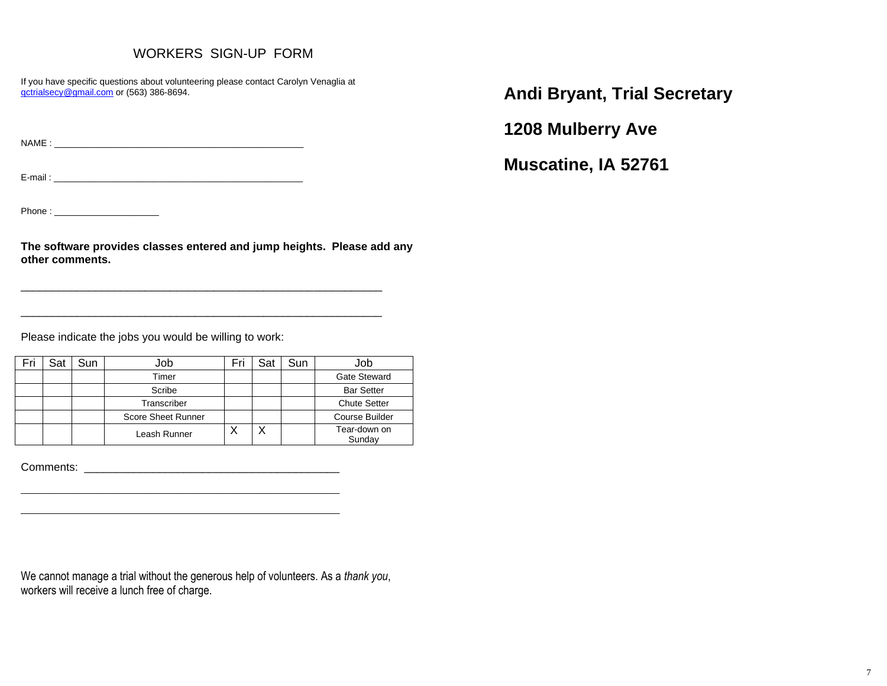# WORKERS SIGN-UP FORM

If you have specific questions about volunteering please contact Carolyn Venaglia at qctrialsecy@gmail.com or (563) 386-8694.

**Andi Bryant, Trial Secretary**

**1208 Mulberry Ave**

**Muscatine, IA 52761**

NAME : ______________________________________________

E-mail : ______________________________________________

Phone : ____________________

**The software provides classes entered and jump heights. Please add any other comments.**

____________________________________________________________

____________________________________________________________

Please indicate the jobs you would be willing to work:

| Fri | Sat | Sun | Job | Fri | Sat | Sun | Job |
|---|---|---|---|---|---|---|---|
| | | | Timer | | | | Gate Steward |
| | | | Scribe | | | | Bar Setter |
| | | | Transcriber | | | | Chute Setter |
| | | | Score Sheet Runner | | | | Course Builder |
| | | | Leash Runner | X | X | | Tear-down on Sunday |

Comments: ________________________________________

____________________________________________________

____________________________________________________

We cannot manage a trial without the generous help of volunteers. As a *thank you*, workers will receive a lunch free of charge.